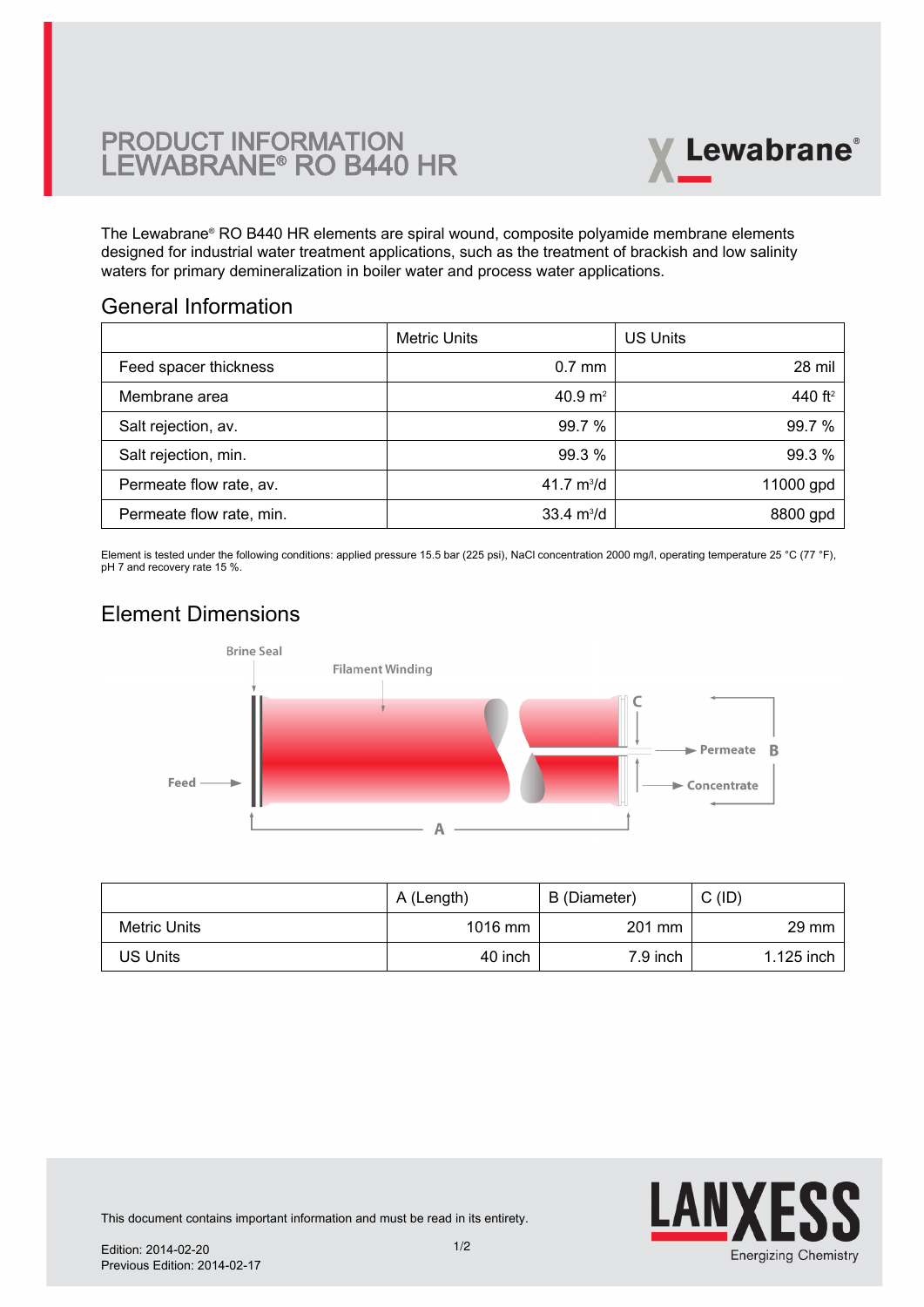# PRODUCT INFORMATION
# LEWABRANE® RO B440 HR

Lewabrane®

The Lewabrane® RO B440 HR elements are spiral wound, composite polyamide membrane elements designed for industrial water treatment applications, such as the treatment of brackish and low salinity waters for primary demineralization in boiler water and process water applications.

## General Information

| | Metric Units | US Units |
|---|---|---|
| Feed spacer thickness | 0.7 mm | 28 mil |
| Membrane area | 40.9 $m^2$ | 440 $ft^2$ |
| Salt rejection, av. | 99.7 % | 99.7 % |
| Salt rejection, min. | 99.3 % | 99.3 % |
| Permeate flow rate, av. | 41.7 $m^3/d$ | 11000 gpd |
| Permeate flow rate, min. | 33.4 $m^3/d$ | 8800 gpd |

Element is tested under the following conditions: applied pressure 15.5 bar (225 psi), NaCl concentration 2000 mg/l, operating temperature 25 °C (77 °F), pH 7 and recovery rate 15 %.

## Element Dimensions

Brine Seal, Filament Winding, Feed, Permeate, Concentrate, A, B, C

| | A (Length) | B (Diameter) | C (ID) |
|---|---|---|---|
| Metric Units | 1016 mm | 201 mm | 29 mm |
| US Units | 40 inch | 7.9 inch | 1.125 inch |

This document contains important information and must be read in its entirety.

Edition: 2014-02-20
Previous Edition: 2014-02-17

LANXESS Energizing Chemistry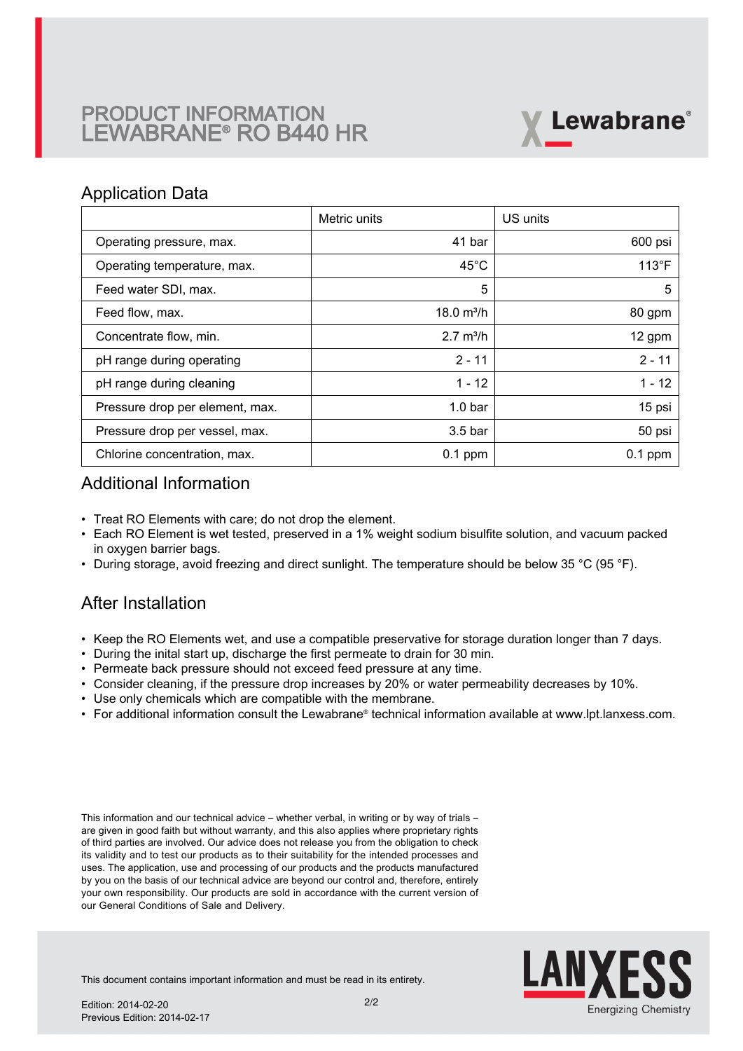# PRODUCT INFORMATION LEWABRANE® RO B440 HR

## Application Data

| | Metric units | US units |
|---|---|---|
| Operating pressure, max. | 41 bar | 600 psi |
| Operating temperature, max. | 45°C | 113°F |
| Feed water SDI, max. | 5 | 5 |
| Feed flow, max. | 18.0 m³/h | 80 gpm |
| Concentrate flow, min. | 2.7 m³/h | 12 gpm |
| pH range during operating | 2 - 11 | 2 - 11 |
| pH range during cleaning | 1 - 12 | 1 - 12 |
| Pressure drop per element, max. | 1.0 bar | 15 psi |
| Pressure drop per vessel, max. | 3.5 bar | 50 psi |
| Chlorine concentration, max. | 0.1 ppm | 0.1 ppm |

## Additional Information

- Treat RO Elements with care; do not drop the element.
- Each RO Element is wet tested, preserved in a 1% weight sodium bisulfite solution, and vacuum packed in oxygen barrier bags.
- During storage, avoid freezing and direct sunlight. The temperature should be below 35 °C (95 °F).

## After Installation

- Keep the RO Elements wet, and use a compatible preservative for storage duration longer than 7 days.
- During the inital start up, discharge the first permeate to drain for 30 min.
- Permeate back pressure should not exceed feed pressure at any time.
- Consider cleaning, if the pressure drop increases by 20% or water permeability decreases by 10%.
- Use only chemicals which are compatible with the membrane.
- For additional information consult the Lewabrane® technical information available at www.lpt.lanxess.com.

This information and our technical advice – whether verbal, in writing or by way of trials – are given in good faith but without warranty, and this also applies where proprietary rights of third parties are involved. Our advice does not release you from the obligation to check its validity and to test our products as to their suitability for the intended processes and uses. The application, use and processing of our products and the products manufactured by you on the basis of our technical advice are beyond our control and, therefore, entirely your own responsibility. Our products are sold in accordance with the current version of our General Conditions of Sale and Delivery.

This document contains important information and must be read in its entirety.

Edition: 2014-02-20
Previous Edition: 2014-02-17